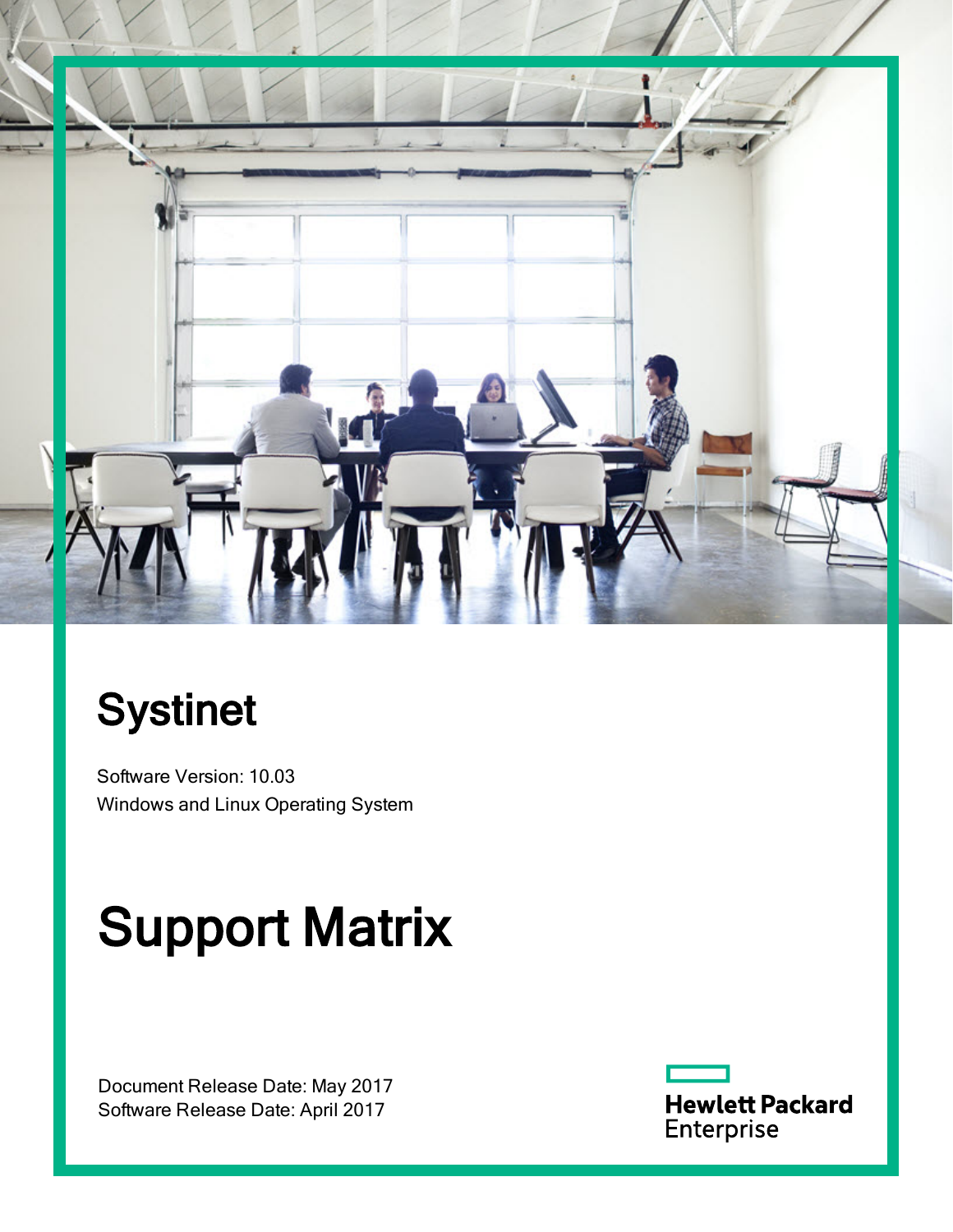# Systinet

Software Version: 10.03

Windows and Linux Operating System

# Support Matrix

Document Release Date: May 2017

Software Release Date: April 2017

Hewlett Packard Enterprise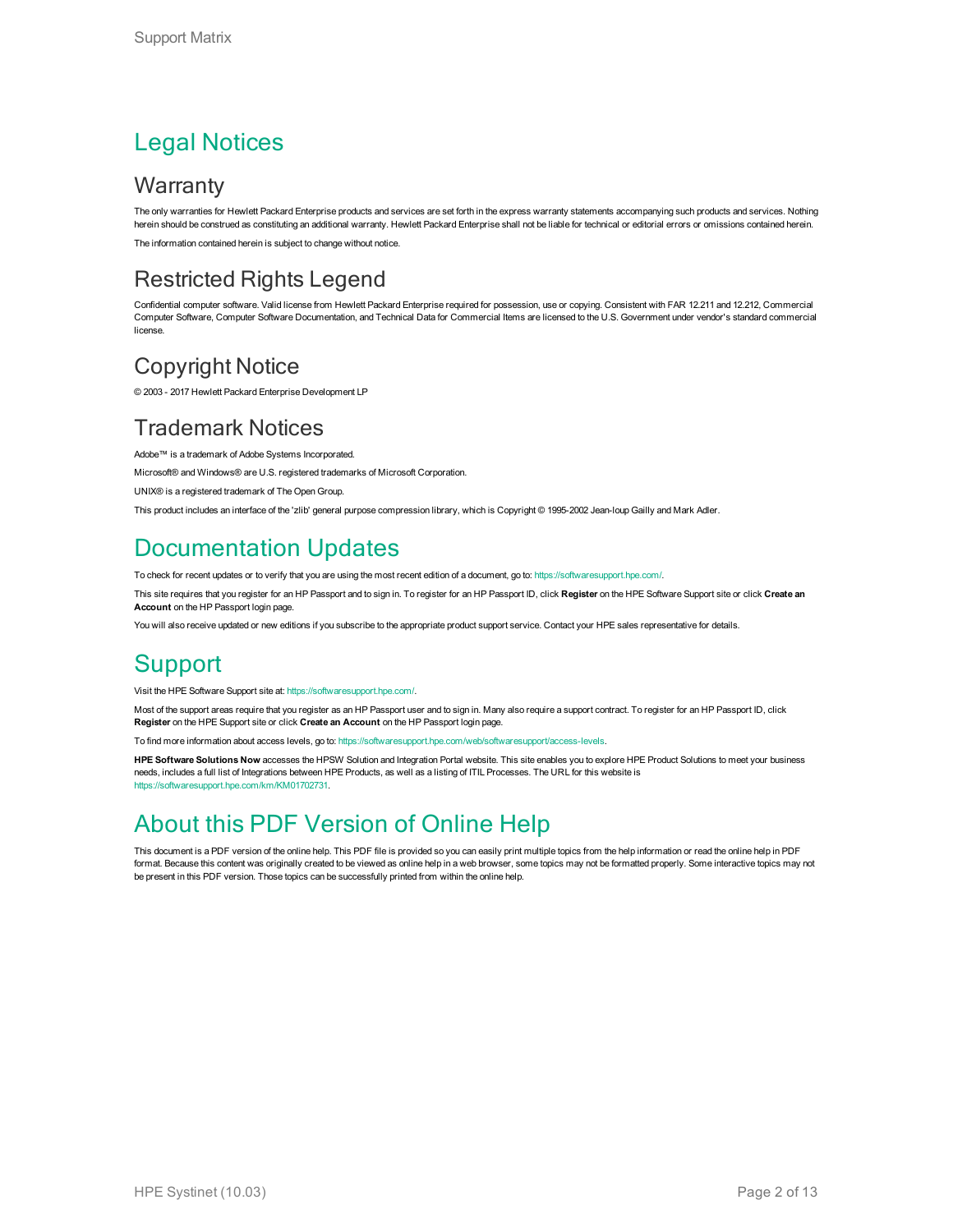# Legal Notices

## Warranty

The only warranties for Hewlett Packard Enterprise products and services are set forth in the express warranty statements accompanying such products and services. Nothing herein should be construed as constituting an additional warranty. Hewlett Packard Enterprise shall not be liable for technical or editorial errors or omissions contained herein.

The information contained herein is subject to change without notice.

## Restricted Rights Legend

Confidential computer software. Valid license from Hewlett Packard Enterprise required for possession, use or copying. Consistent with FAR 12.211 and 12.212, Commercial Computer Software, Computer Software Documentation, and Technical Data for Commercial Items are licensed to the U.S. Government under vendor's standard commercial license.

## Copyright Notice

© 2003 - 2017 Hewlett Packard Enterprise Development LP

## Trademark Notices

Adobe™ is a trademark of Adobe Systems Incorporated.

Microsoft® and Windows® are U.S. registered trademarks of Microsoft Corporation.

UNIX® is a registered trademark of The Open Group.

This product includes an interface of the 'zlib' general purpose compression library, which is Copyright © 1995-2002 Jean-loup Gailly and Mark Adler.

# Documentation Updates

To check for recent updates or to verify that you are using the most recent edition of a document, go to: https://softwaresupport.hpe.com/.

This site requires that you register for an HP Passport and to sign in. To register for an HP Passport ID, click **Register** on the HPE Software Support site or click **Create an Account** on the HP Passport login page.

You will also receive updated or new editions if you subscribe to the appropriate product support service. Contact your HPE sales representative for details.

# Support

Visit the HPE Software Support site at: https://softwaresupport.hpe.com/.

Most of the support areas require that you register as an HP Passport user and to sign in. Many also require a support contract. To register for an HP Passport ID, click **Register** on the HPE Support site or click **Create an Account** on the HP Passport login page.

To find more information about access levels, go to: https://softwaresupport.hpe.com/web/softwaresupport/access-levels.

**HPE Software Solutions Now** accesses the HPSW Solution and Integration Portal website. This site enables you to explore HPE Product Solutions to meet your business needs, includes a full list of Integrations between HPE Products, as well as a listing of ITIL Processes. The URL for this website is https://softwaresupport.hpe.com/km/KM01702731.

# About this PDF Version of Online Help

This document is a PDF version of the online help. This PDF file is provided so you can easily print multiple topics from the help information or read the online help in PDF format. Because this content was originally created to be viewed as online help in a web browser, some topics may not be formatted properly. Some interactive topics may not be present in this PDF version. Those topics can be successfully printed from within the online help.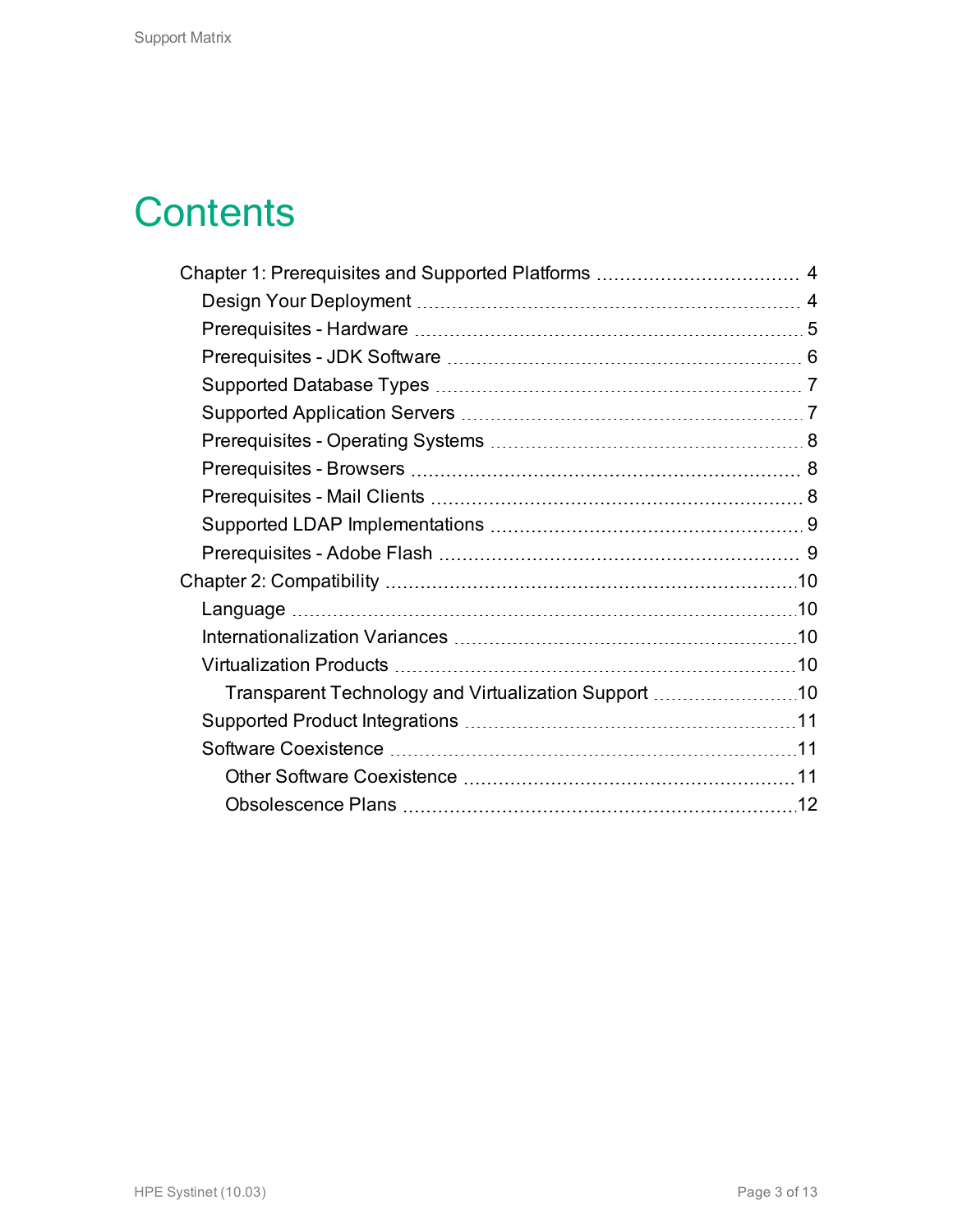# Contents

- Chapter 1: Prerequisites and Supported Platforms ..... 4
  - Design Your Deployment ..... 4
  - Prerequisites - Hardware ..... 5
  - Prerequisites - JDK Software ..... 6
  - Supported Database Types ..... 7
  - Supported Application Servers ..... 7
  - Prerequisites - Operating Systems ..... 8
  - Prerequisites - Browsers ..... 8
  - Prerequisites - Mail Clients ..... 8
  - Supported LDAP Implementations ..... 9
  - Prerequisites - Adobe Flash ..... 9
- Chapter 2: Compatibility ..... 10
  - Language ..... 10
  - Internationalization Variances ..... 10
  - Virtualization Products ..... 10
    - Transparent Technology and Virtualization Support ..... 10
  - Supported Product Integrations ..... 11
  - Software Coexistence ..... 11
    - Other Software Coexistence ..... 11
    - Obsolescence Plans ..... 12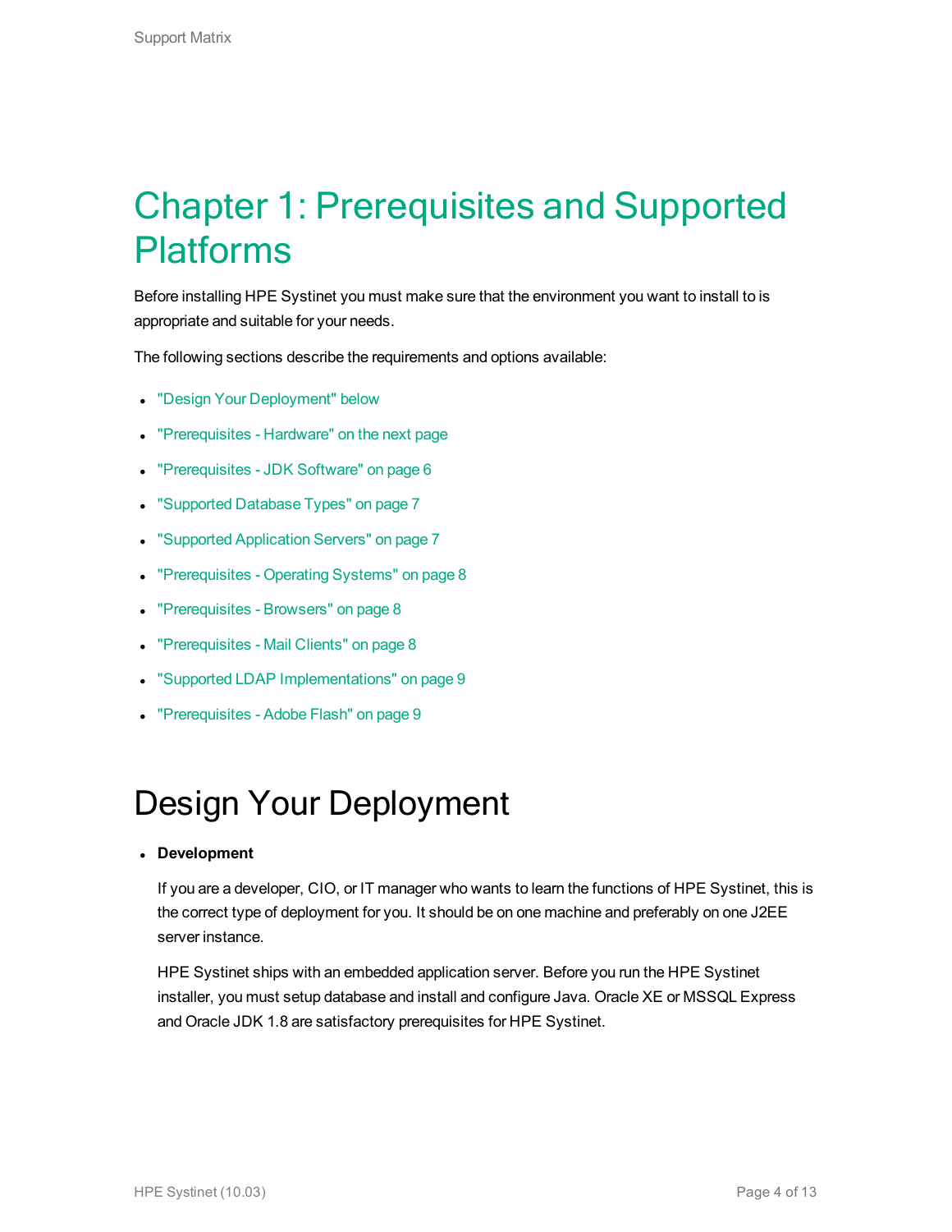# Chapter 1: Prerequisites and Supported Platforms

Before installing HPE Systinet you must make sure that the environment you want to install to is appropriate and suitable for your needs.

The following sections describe the requirements and options available:

- "Design Your Deployment" below
- "Prerequisites - Hardware" on the next page
- "Prerequisites - JDK Software" on page 6
- "Supported Database Types" on page 7
- "Supported Application Servers" on page 7
- "Prerequisites - Operating Systems" on page 8
- "Prerequisites - Browsers" on page 8
- "Prerequisites - Mail Clients" on page 8
- "Supported LDAP Implementations" on page 9
- "Prerequisites - Adobe Flash" on page 9

## Design Your Deployment

- **Development**

  If you are a developer, CIO, or IT manager who wants to learn the functions of HPE Systinet, this is the correct type of deployment for you. It should be on one machine and preferably on one J2EE server instance.

  HPE Systinet ships with an embedded application server. Before you run the HPE Systinet installer, you must setup database and install and configure Java. Oracle XE or MSSQL Express and Oracle JDK 1.8 are satisfactory prerequisites for HPE Systinet.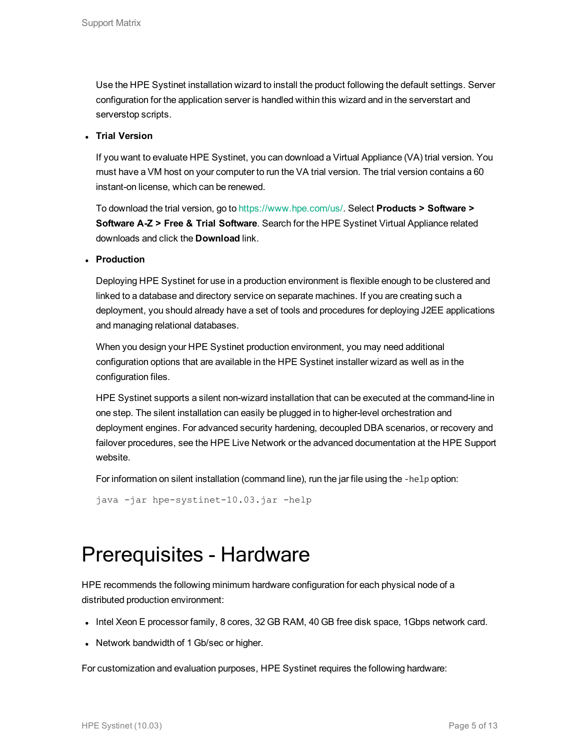Use the HPE Systinet installation wizard to install the product following the default settings. Server configuration for the application server is handled within this wizard and in the serverstart and serverstop scripts.

- **Trial Version**

  If you want to evaluate HPE Systinet, you can download a Virtual Appliance (VA) trial version. You must have a VM host on your computer to run the VA trial version. The trial version contains a 60 instant-on license, which can be renewed.

  To download the trial version, go to https://www.hpe.com/us/. Select **Products > Software > Software A-Z > Free & Trial Software**. Search for the HPE Systinet Virtual Appliance related downloads and click the **Download** link.

- **Production**

  Deploying HPE Systinet for use in a production environment is flexible enough to be clustered and linked to a database and directory service on separate machines. If you are creating such a deployment, you should already have a set of tools and procedures for deploying J2EE applications and managing relational databases.

  When you design your HPE Systinet production environment, you may need additional configuration options that are available in the HPE Systinet installer wizard as well as in the configuration files.

  HPE Systinet supports a silent non-wizard installation that can be executed at the command-line in one step. The silent installation can easily be plugged in to higher-level orchestration and deployment engines. For advanced security hardening, decoupled DBA scenarios, or recovery and failover procedures, see the HPE Live Network or the advanced documentation at the HPE Support website.

  For information on silent installation (command line), run the jar file using the `-help` option:

  ```
  java -jar hpe-systinet-10.03.jar -help
  ```

# Prerequisites - Hardware

HPE recommends the following minimum hardware configuration for each physical node of a distributed production environment:

- Intel Xeon E processor family, 8 cores, 32 GB RAM, 40 GB free disk space, 1Gbps network card.
- Network bandwidth of 1 Gb/sec or higher.

For customization and evaluation purposes, HPE Systinet requires the following hardware: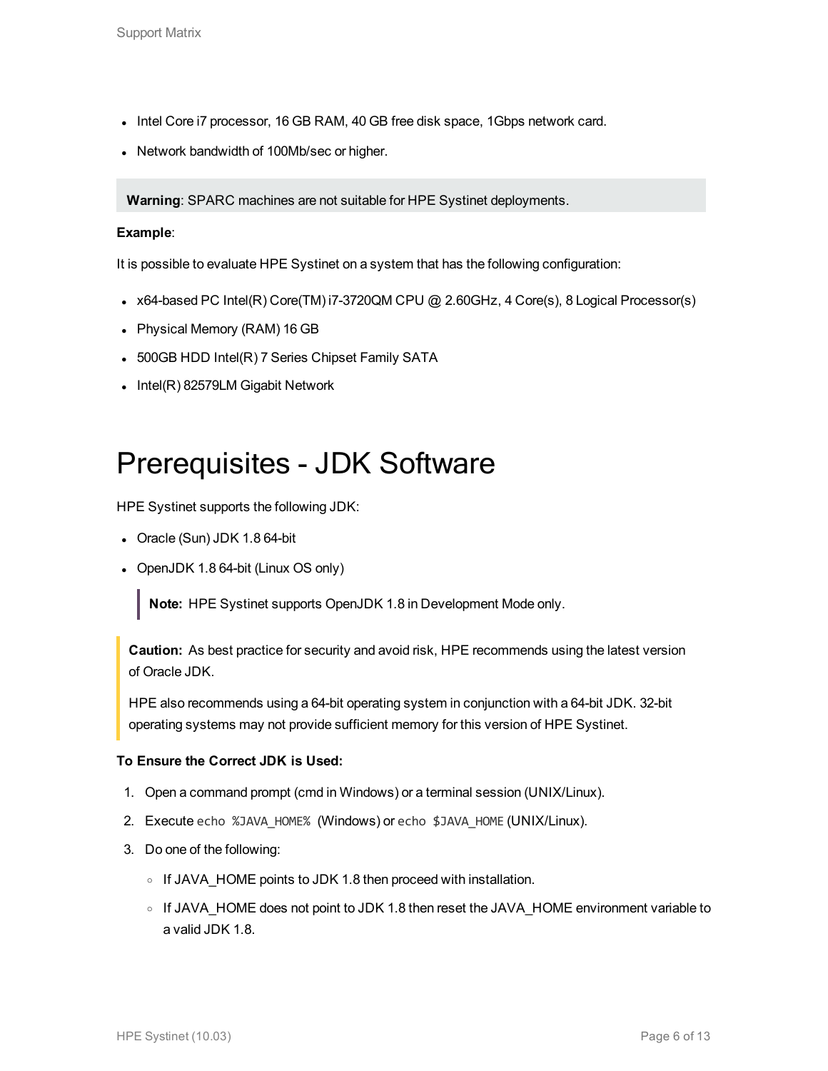- Intel Core i7 processor, 16 GB RAM, 40 GB free disk space, 1Gbps network card.
- Network bandwidth of 100Mb/sec or higher.

**Warning**: SPARC machines are not suitable for HPE Systinet deployments.

**Example**:

It is possible to evaluate HPE Systinet on a system that has the following configuration:

- x64-based PC Intel(R) Core(TM) i7-3720QM CPU @ 2.60GHz, 4 Core(s), 8 Logical Processor(s)
- Physical Memory (RAM) 16 GB
- 500GB HDD Intel(R) 7 Series Chipset Family SATA
- Intel(R) 82579LM Gigabit Network

# Prerequisites - JDK Software

HPE Systinet supports the following JDK:

- Oracle (Sun) JDK 1.8 64-bit
- OpenJDK 1.8 64-bit (Linux OS only)

> **Note:** HPE Systinet supports OpenJDK 1.8 in Development Mode only.

**Caution:** As best practice for security and avoid risk, HPE recommends using the latest version of Oracle JDK.

HPE also recommends using a 64-bit operating system in conjunction with a 64-bit JDK. 32-bit operating systems may not provide sufficient memory for this version of HPE Systinet.

**To Ensure the Correct JDK is Used:**

1. Open a command prompt (cmd in Windows) or a terminal session (UNIX/Linux).
2. Execute `echo %JAVA_HOME%` (Windows) or `echo $JAVA_HOME` (UNIX/Linux).
3. Do one of the following:
   - If JAVA_HOME points to JDK 1.8 then proceed with installation.
   - If JAVA_HOME does not point to JDK 1.8 then reset the JAVA_HOME environment variable to a valid JDK 1.8.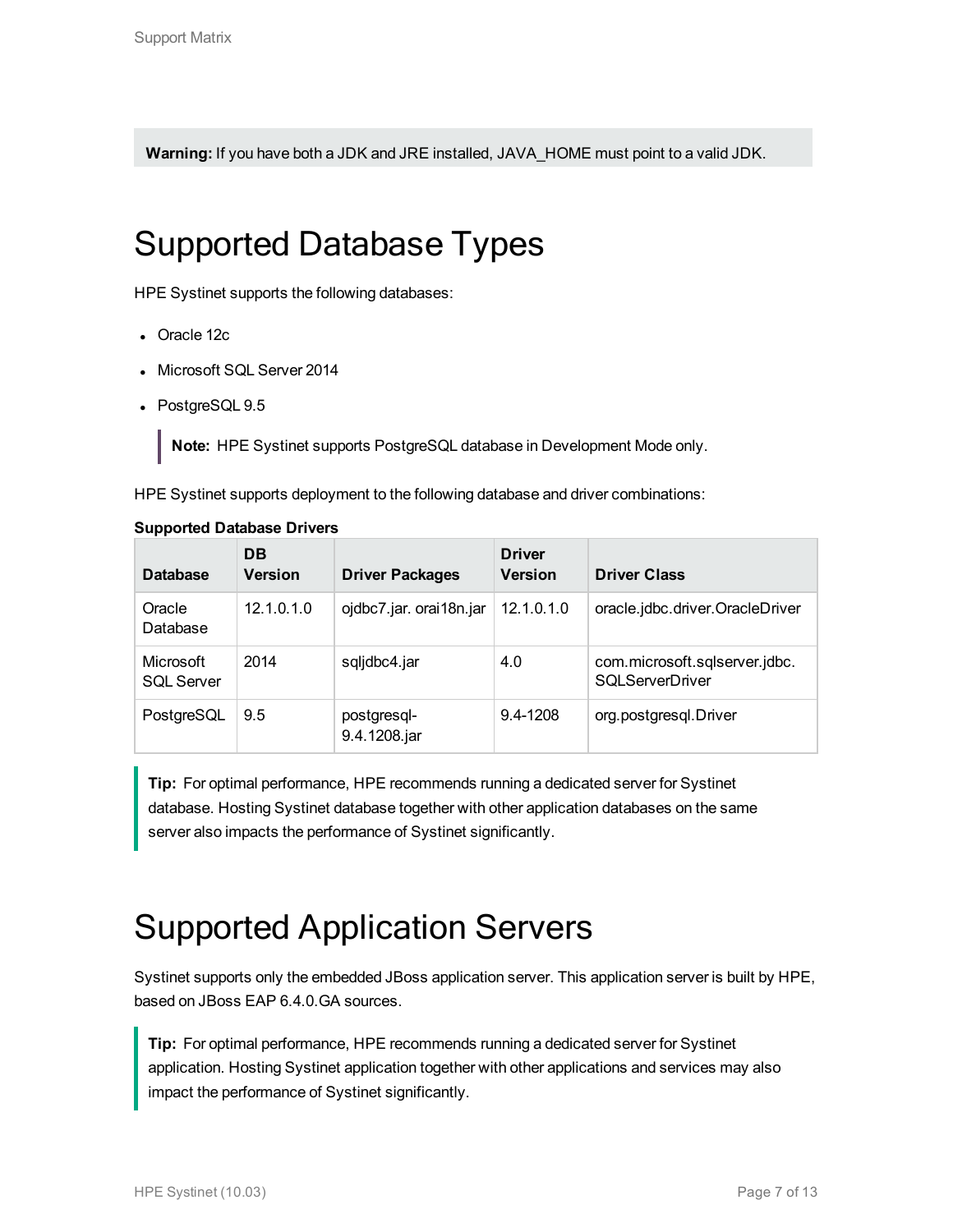**Warning:** If you have both a JDK and JRE installed, JAVA_HOME must point to a valid JDK.

# Supported Database Types

HPE Systinet supports the following databases:

- Oracle 12c
- Microsoft SQL Server 2014
- PostgreSQL 9.5

> **Note:** HPE Systinet supports PostgreSQL database in Development Mode only.

HPE Systinet supports deployment to the following database and driver combinations:

**Supported Database Drivers**

| Database | DB Version | Driver Packages | Driver Version | Driver Class |
|---|---|---|---|---|
| Oracle Database | 12.1.0.1.0 | ojdbc7.jar. orai18n.jar | 12.1.0.1.0 | oracle.jdbc.driver.OracleDriver |
| Microsoft SQL Server | 2014 | sqljdbc4.jar | 4.0 | com.microsoft.sqlserver.jdbc.SQLServerDriver |
| PostgreSQL | 9.5 | postgresql-9.4.1208.jar | 9.4-1208 | org.postgresql.Driver |

> **Tip:** For optimal performance, HPE recommends running a dedicated server for Systinet database. Hosting Systinet database together with other application databases on the same server also impacts the performance of Systinet significantly.

# Supported Application Servers

Systinet supports only the embedded JBoss application server. This application server is built by HPE, based on JBoss EAP 6.4.0.GA sources.

> **Tip:** For optimal performance, HPE recommends running a dedicated server for Systinet application. Hosting Systinet application together with other applications and services may also impact the performance of Systinet significantly.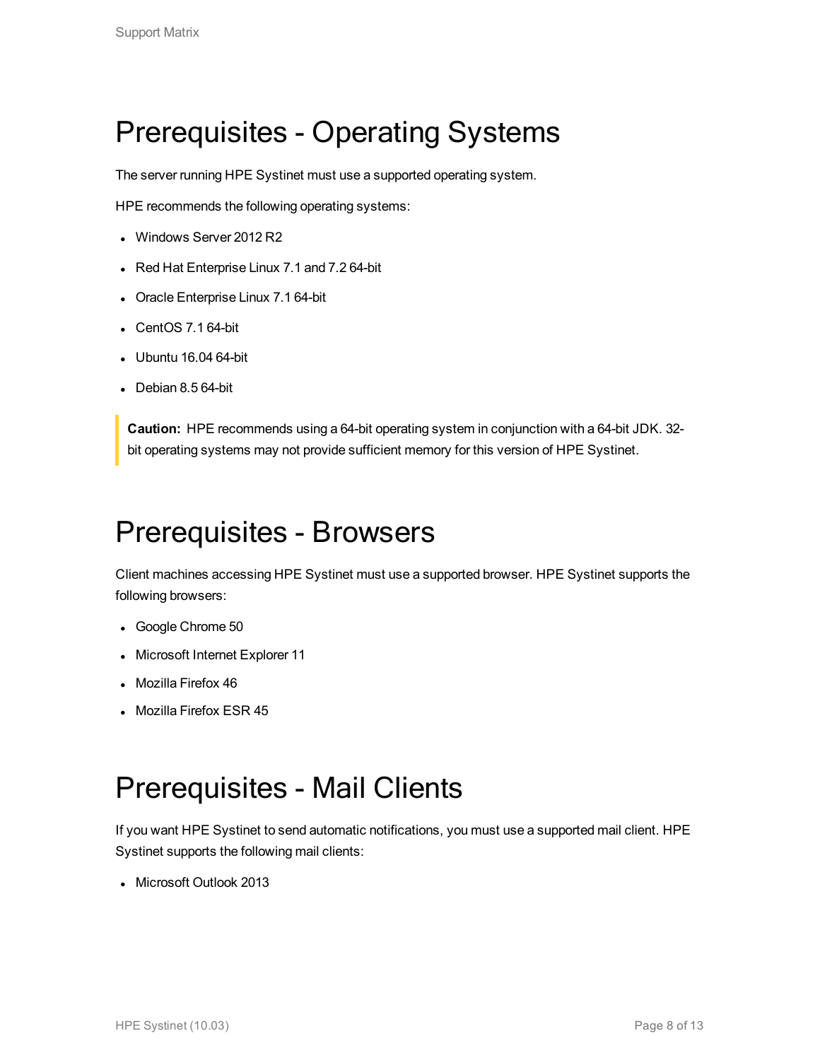# Prerequisites - Operating Systems

The server running HPE Systinet must use a supported operating system.

HPE recommends the following operating systems:

- Windows Server 2012 R2
- Red Hat Enterprise Linux 7.1 and 7.2 64-bit
- Oracle Enterprise Linux 7.1 64-bit
- CentOS 7.1 64-bit
- Ubuntu 16.04 64-bit
- Debian 8.5 64-bit

> **Caution:** HPE recommends using a 64-bit operating system in conjunction with a 64-bit JDK. 32-bit operating systems may not provide sufficient memory for this version of HPE Systinet.

# Prerequisites - Browsers

Client machines accessing HPE Systinet must use a supported browser. HPE Systinet supports the following browsers:

- Google Chrome 50
- Microsoft Internet Explorer 11
- Mozilla Firefox 46
- Mozilla Firefox ESR 45

# Prerequisites - Mail Clients

If you want HPE Systinet to send automatic notifications, you must use a supported mail client. HPE Systinet supports the following mail clients:

- Microsoft Outlook 2013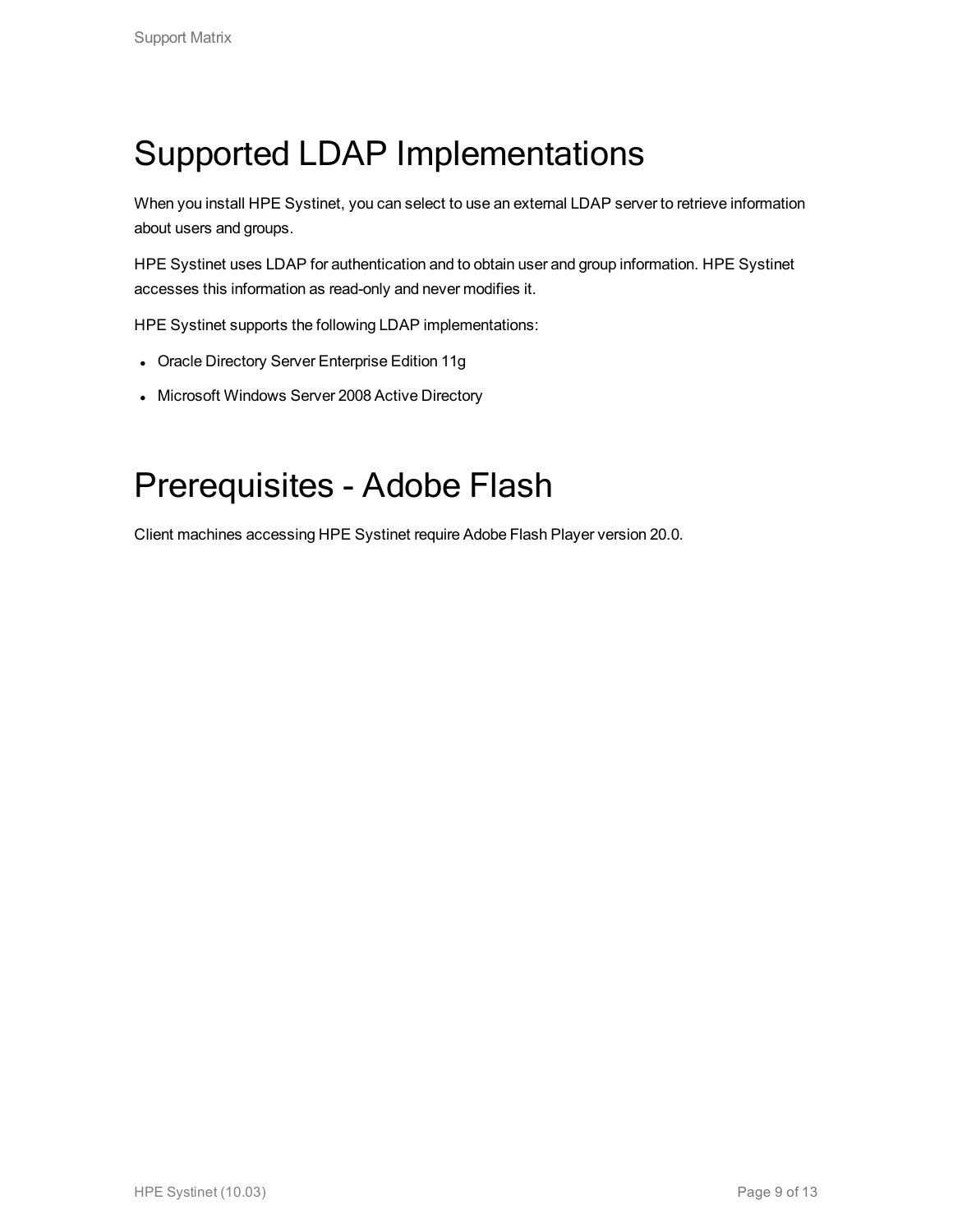# Supported LDAP Implementations

When you install HPE Systinet, you can select to use an external LDAP server to retrieve information about users and groups.

HPE Systinet uses LDAP for authentication and to obtain user and group information. HPE Systinet accesses this information as read-only and never modifies it.

HPE Systinet supports the following LDAP implementations:

- Oracle Directory Server Enterprise Edition 11g
- Microsoft Windows Server 2008 Active Directory

# Prerequisites - Adobe Flash

Client machines accessing HPE Systinet require Adobe Flash Player version 20.0.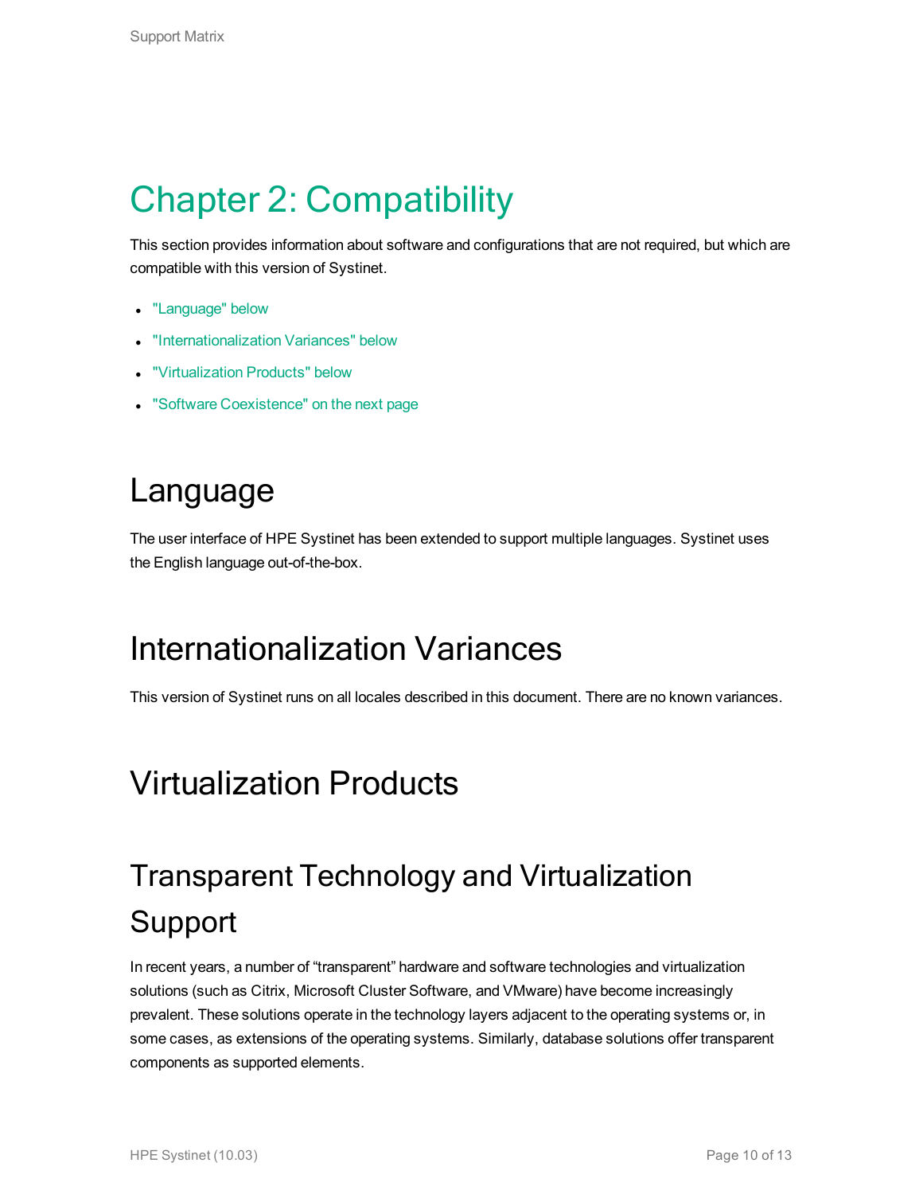# Chapter 2: Compatibility

This section provides information about software and configurations that are not required, but which are compatible with this version of Systinet.

- "Language" below
- "Internationalization Variances" below
- "Virtualization Products" below
- "Software Coexistence" on the next page

## Language

The user interface of HPE Systinet has been extended to support multiple languages. Systinet uses the English language out-of-the-box.

## Internationalization Variances

This version of Systinet runs on all locales described in this document. There are no known variances.

## Virtualization Products

## Transparent Technology and Virtualization Support

In recent years, a number of “transparent” hardware and software technologies and virtualization solutions (such as Citrix, Microsoft Cluster Software, and VMware) have become increasingly prevalent. These solutions operate in the technology layers adjacent to the operating systems or, in some cases, as extensions of the operating systems. Similarly, database solutions offer transparent components as supported elements.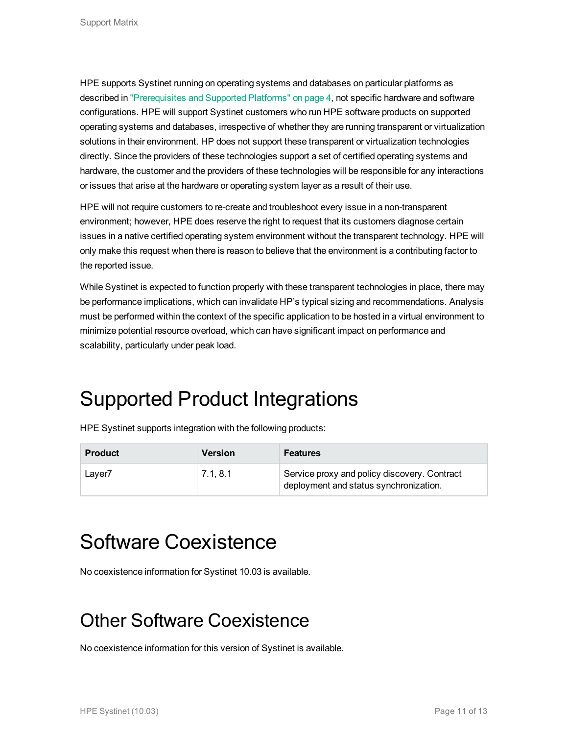HPE supports Systinet running on operating systems and databases on particular platforms as described in "Prerequisites and Supported Platforms" on page 4, not specific hardware and software configurations. HPE will support Systinet customers who run HPE software products on supported operating systems and databases, irrespective of whether they are running transparent or virtualization solutions in their environment. HP does not support these transparent or virtualization technologies directly. Since the providers of these technologies support a set of certified operating systems and hardware, the customer and the providers of these technologies will be responsible for any interactions or issues that arise at the hardware or operating system layer as a result of their use.

HPE will not require customers to re-create and troubleshoot every issue in a non-transparent environment; however, HPE does reserve the right to request that its customers diagnose certain issues in a native certified operating system environment without the transparent technology. HPE will only make this request when there is reason to believe that the environment is a contributing factor to the reported issue.

While Systinet is expected to function properly with these transparent technologies in place, there may be performance implications, which can invalidate HP's typical sizing and recommendations. Analysis must be performed within the context of the specific application to be hosted in a virtual environment to minimize potential resource overload, which can have significant impact on performance and scalability, particularly under peak load.

# Supported Product Integrations

HPE Systinet supports integration with the following products:

| Product | Version | Features |
|---|---|---|
| Layer7 | 7.1, 8.1 | Service proxy and policy discovery. Contract deployment and status synchronization. |

# Software Coexistence

No coexistence information for Systinet 10.03 is available.

# Other Software Coexistence

No coexistence information for this version of Systinet is available.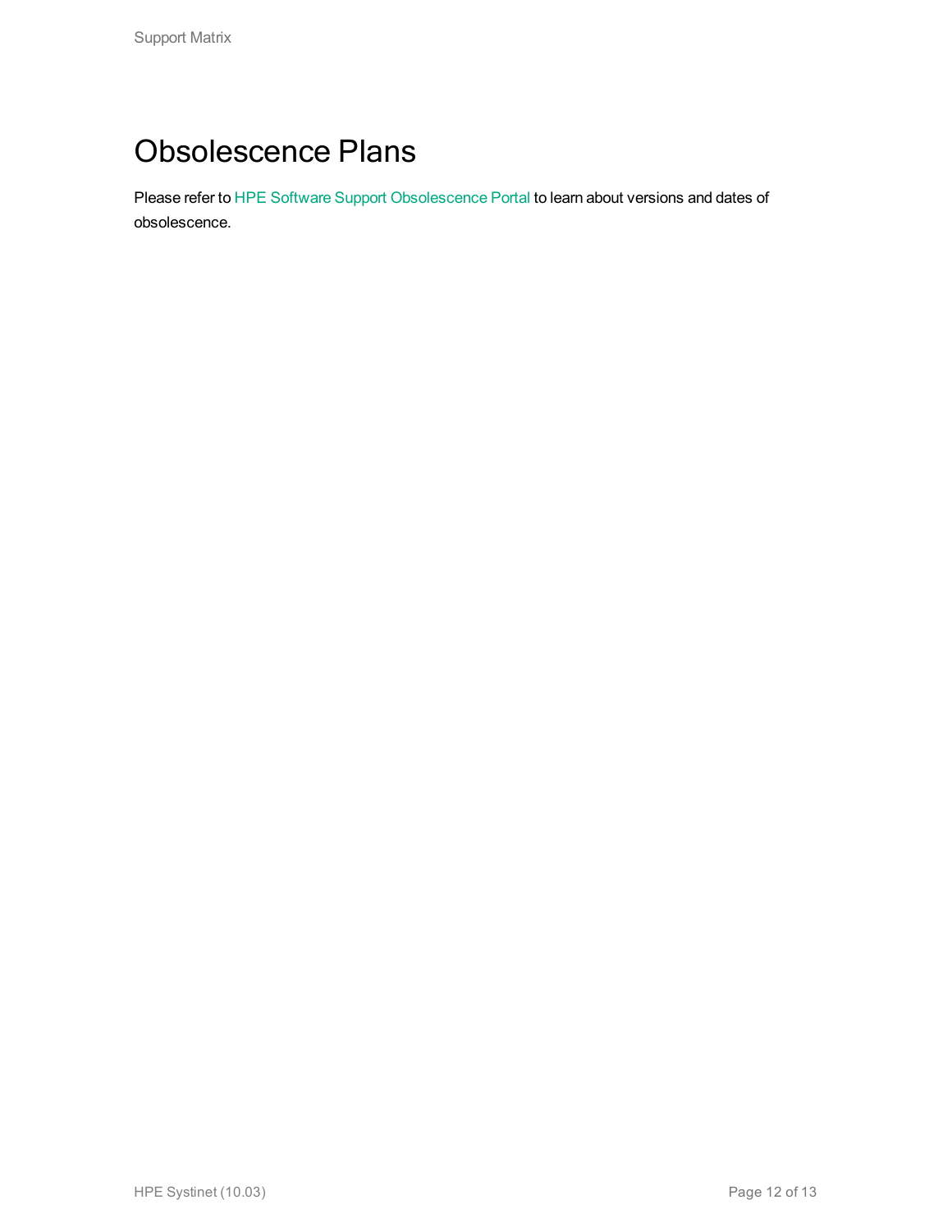# Obsolescence Plans

Please refer to HPE Software Support Obsolescence Portal to learn about versions and dates of obsolescence.